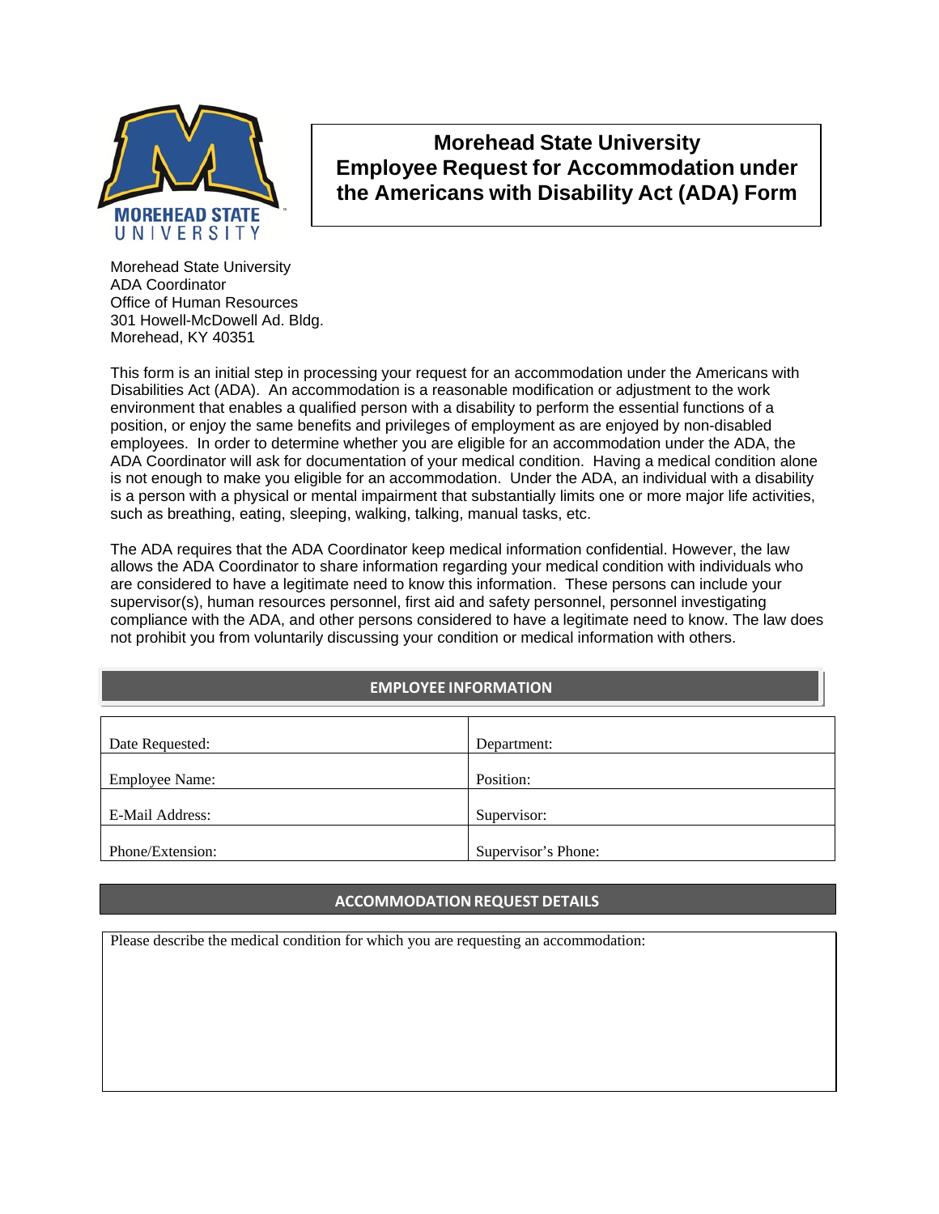# Morehead State University Employee Request for Accommodation under the Americans with Disability Act (ADA) Form

Morehead State University
ADA Coordinator
Office of Human Resources
301 Howell-McDowell Ad. Bldg.
Morehead, KY 40351

This form is an initial step in processing your request for an accommodation under the Americans with Disabilities Act (ADA). An accommodation is a reasonable modification or adjustment to the work environment that enables a qualified person with a disability to perform the essential functions of a position, or enjoy the same benefits and privileges of employment as are enjoyed by non-disabled employees. In order to determine whether you are eligible for an accommodation under the ADA, the ADA Coordinator will ask for documentation of your medical condition. Having a medical condition alone is not enough to make you eligible for an accommodation. Under the ADA, an individual with a disability is a person with a physical or mental impairment that substantially limits one or more major life activities, such as breathing, eating, sleeping, walking, talking, manual tasks, etc.

The ADA requires that the ADA Coordinator keep medical information confidential. However, the law allows the ADA Coordinator to share information regarding your medical condition with individuals who are considered to have a legitimate need to know this information. These persons can include your supervisor(s), human resources personnel, first aid and safety personnel, personnel investigating compliance with the ADA, and other persons considered to have a legitimate need to know. The law does not prohibit you from voluntarily discussing your condition or medical information with others.

## EMPLOYEE INFORMATION

| | |
|---|---|
| Date Requested: | Department: |
| Employee Name: | Position: |
| E-Mail Address: | Supervisor: |
| Phone/Extension: | Supervisor's Phone: |

## ACCOMMODATION REQUEST DETAILS

Please describe the medical condition for which you are requesting an accommodation: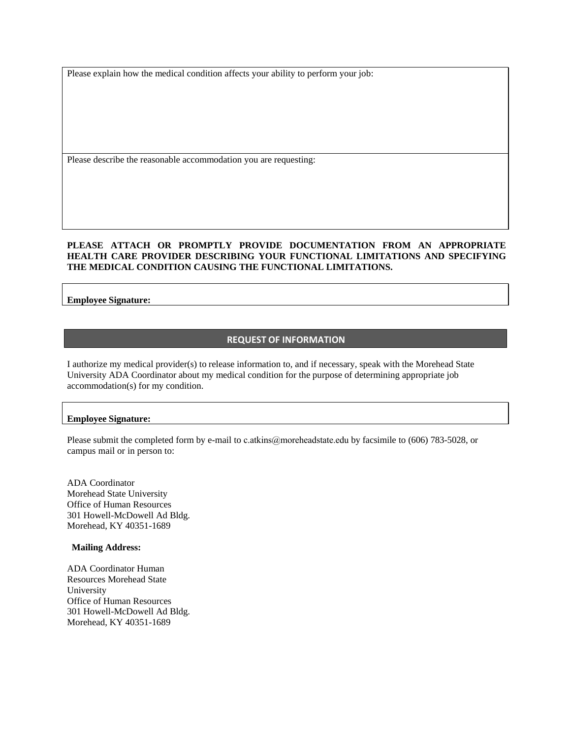Please explain how the medical condition affects your ability to perform your job:

Please describe the reasonable accommodation you are requesting:

**PLEASE ATTACH OR PROMPTLY PROVIDE DOCUMENTATION FROM AN APPROPRIATE HEALTH CARE PROVIDER DESCRIBING YOUR FUNCTIONAL LIMITATIONS AND SPECIFYING THE MEDICAL CONDITION CAUSING THE FUNCTIONAL LIMITATIONS.**

**Employee Signature:**

## REQUEST OF INFORMATION

I authorize my medical provider(s) to release information to, and if necessary, speak with the Morehead State University ADA Coordinator about my medical condition for the purpose of determining appropriate job accommodation(s) for my condition.

**Employee Signature:**

Please submit the completed form by e-mail to c.atkins@moreheadstate.edu by facsimile to (606) 783-5028, or campus mail or in person to:

ADA Coordinator
Morehead State University
Office of Human Resources
301 Howell-McDowell Ad Bldg.
Morehead, KY 40351-1689

**Mailing Address:**

ADA Coordinator Human
Resources Morehead State
University
Office of Human Resources
301 Howell-McDowell Ad Bldg.
Morehead, KY 40351-1689